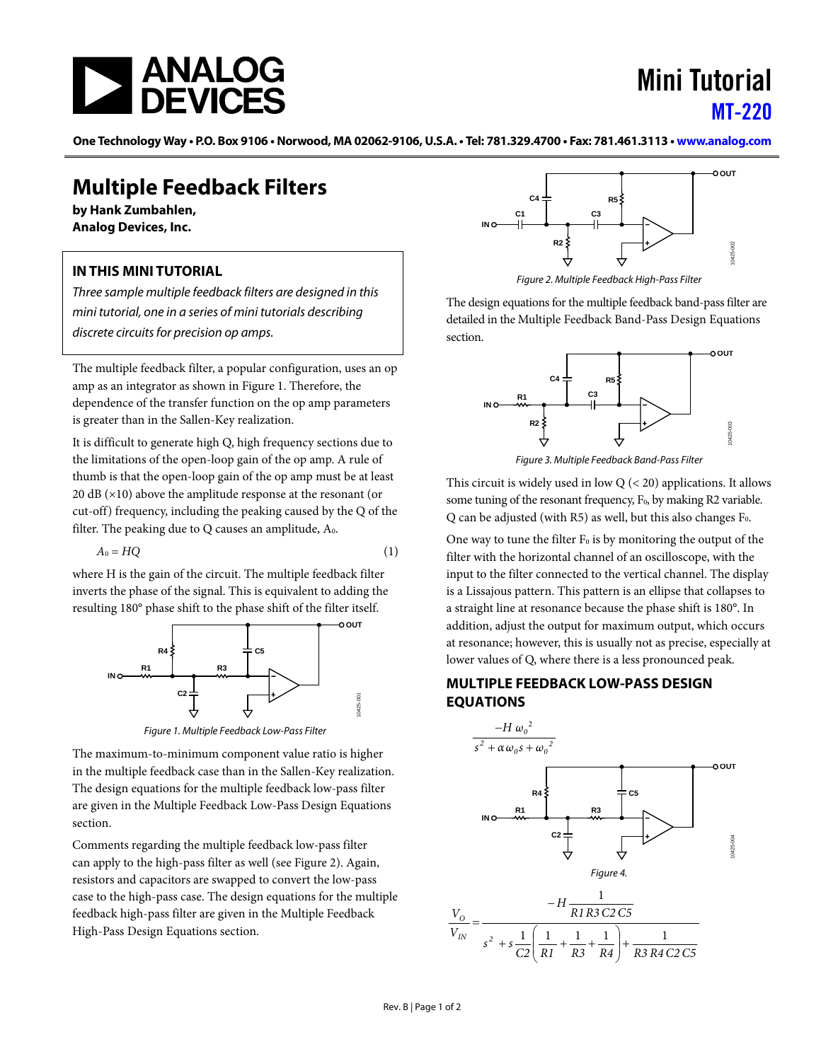# Multiple Feedback Filters

**by Hank Zumbahlen,**
**Analog Devices, Inc.**

## IN THIS MINI TUTORIAL

*Three sample multiple feedback filters are designed in this mini tutorial, one in a series of mini tutorials describing discrete circuits for precision op amps.*

The multiple feedback filter, a popular configuration, uses an op amp as an integrator as shown in Figure 1. Therefore, the dependence of the transfer function on the op amp parameters is greater than in the Sallen-Key realization.

It is difficult to generate high Q, high frequency sections due to the limitations of the open-loop gain of the op amp. A rule of thumb is that the open-loop gain of the op amp must be at least 20 dB (×10) above the amplitude response at the resonant (or cut-off) frequency, including the peaking caused by the Q of the filter. The peaking due to Q causes an amplitude, $A_0$.

$$A_0 = HQ \tag{1}$$

where H is the gain of the circuit. The multiple feedback filter inverts the phase of the signal. This is equivalent to adding the resulting 180° phase shift to the phase shift of the filter itself.

*Figure 1. Multiple Feedback Low-Pass Filter*

The maximum-to-minimum component value ratio is higher in the multiple feedback case than in the Sallen-Key realization. The design equations for the multiple feedback low-pass filter are given in the Multiple Feedback Low-Pass Design Equations section.

Comments regarding the multiple feedback low-pass filter can apply to the high-pass filter as well (see Figure 2). Again, resistors and capacitors are swapped to convert the low-pass case to the high-pass case. The design equations for the multiple feedback high-pass filter are given in the Multiple Feedback High-Pass Design Equations section.

*Figure 2. Multiple Feedback High-Pass Filter*

The design equations for the multiple feedback band-pass filter are detailed in the Multiple Feedback Band-Pass Design Equations section.

*Figure 3. Multiple Feedback Band-Pass Filter*

This circuit is widely used in low Q (< 20) applications. It allows some tuning of the resonant frequency, $F_0$, by making R2 variable. Q can be adjusted (with R5) as well, but this also changes $F_0$.

One way to tune the filter $F_0$ is by monitoring the output of the filter with the horizontal channel of an oscilloscope, with the input to the filter connected to the vertical channel. The display is a Lissajous pattern. This pattern is an ellipse that collapses to a straight line at resonance because the phase shift is 180°. In addition, adjust the output for maximum output, which occurs at resonance; however, this is usually not as precise, especially at lower values of Q, where there is a less pronounced peak.

## MULTIPLE FEEDBACK LOW-PASS DESIGN EQUATIONS

$$\frac{-H\,\omega_0^{\,2}}{s^2 + \alpha\,\omega_0 s + \omega_0^{\,2}}$$

*Figure 4.*

$$\frac{V_O}{V_{IN}} = \frac{-H\dfrac{1}{R1\,R3\,C2\,C5}}{s^2 + s\dfrac{1}{C2}\left(\dfrac{1}{R1}+\dfrac{1}{R3}+\dfrac{1}{R4}\right) + \dfrac{1}{R3\,R4\,C2\,C5}}$$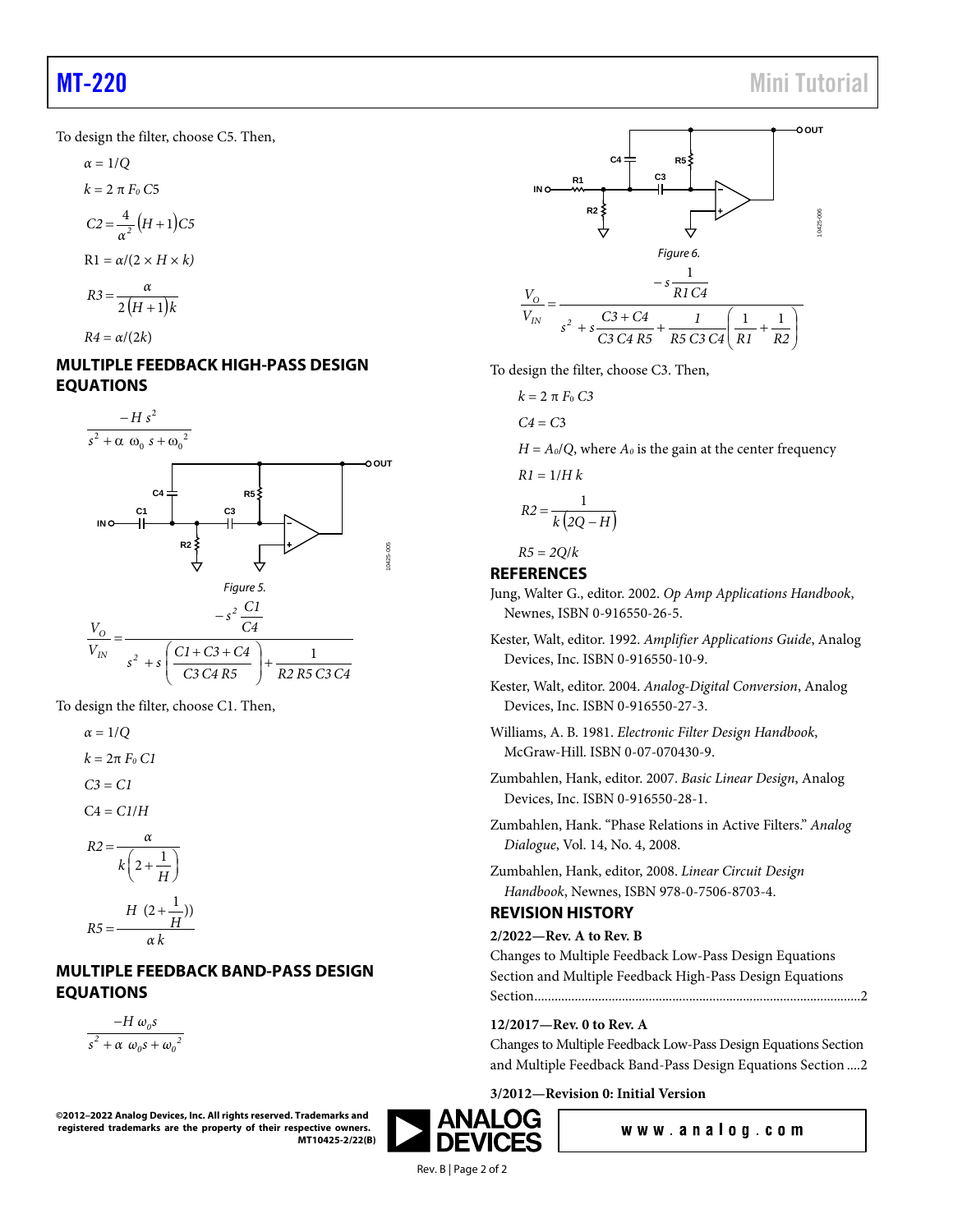To design the filter, choose C5. Then,

$\alpha = 1/Q$

$k = 2\pi F_0 C5$

$$C2 = \frac{4}{\alpha^2}(H+1)C5$$

$R1 = \alpha/(2 \times H \times k)$

$$R3 = \frac{\alpha}{2(H+1)k}$$

$R4 = \alpha/(2k)$

## MULTIPLE FEEDBACK HIGH-PASS DESIGN EQUATIONS

$$\frac{-H\,s^2}{s^2 + \alpha\,\omega_0\,s + \omega_0^2}$$

OUT
C4
R5
C1
C3
IN
R2
10425-005

*Figure 5.*

$$\frac{V_O}{V_{IN}} = \frac{-s^2\dfrac{C1}{C4}}{s^2 + s\left(\dfrac{C1+C3+C4}{C3\,C4\,R5}\right) + \dfrac{1}{R2\,R5\,C3\,C4}}$$

To design the filter, choose C1. Then,

$\alpha = 1/Q$

$k = 2\pi F_0 C1$

$C3 = C1$

$C4 = C1/H$

$$R2 = \frac{\alpha}{k\left(2 + \dfrac{1}{H}\right)}$$

$$R5 = \frac{H\,(2 + \dfrac{1}{H}))}{\alpha\,k}$$

## MULTIPLE FEEDBACK BAND-PASS DESIGN EQUATIONS

$$\frac{-H\,\omega_0 s}{s^2 + \alpha\,\omega_0 s + \omega_0^2}$$

OUT
C4
R5
R1
C3
IN
R2
10425-006

*Figure 6.*

$$\frac{V_O}{V_{IN}} = \frac{-s\dfrac{1}{R1\,C4}}{s^2 + s\dfrac{C3+C4}{C3\,C4\,R5} + \dfrac{1}{R5\,C3\,C4}\left(\dfrac{1}{R1} + \dfrac{1}{R2}\right)}$$

To design the filter, choose C3. Then,

$k = 2\pi F_0 C3$

$C4 = C3$

$H = A_0/Q$, where $A_0$ is the gain at the center frequency

$R1 = 1/H\,k$

$$R2 = \frac{1}{k(2Q - H)}$$

$R5 = 2Q/k$

## REFERENCES

Jung, Walter G., editor. 2002. *Op Amp Applications Handbook*, Newnes, ISBN 0-916550-26-5.

Kester, Walt, editor. 1992. *Amplifier Applications Guide*, Analog Devices, Inc. ISBN 0-916550-10-9.

Kester, Walt, editor. 2004. *Analog-Digital Conversion*, Analog Devices, Inc. ISBN 0-916550-27-3.

Williams, A. B. 1981. *Electronic Filter Design Handbook*, McGraw-Hill. ISBN 0-07-070430-9.

Zumbahlen, Hank, editor. 2007. *Basic Linear Design*, Analog Devices, Inc. ISBN 0-916550-28-1.

Zumbahlen, Hank. "Phase Relations in Active Filters." *Analog Dialogue*, Vol. 14, No. 4, 2008.

Zumbahlen, Hank, editor, 2008. *Linear Circuit Design Handbook*, Newnes, ISBN 978-0-7506-8703-4.

## REVISION HISTORY

**2/2022—Rev. A to Rev. B**

Changes to Multiple Feedback Low-Pass Design Equations Section and Multiple Feedback High-Pass Design Equations Section................................................................................................2

**12/2017—Rev. 0 to Rev. A**

Changes to Multiple Feedback Low-Pass Design Equations Section and Multiple Feedback Band-Pass Design Equations Section ....2

**3/2012—Revision 0: Initial Version**

**©2012–2022 Analog Devices, Inc. All rights reserved. Trademarks and registered trademarks are the property of their respective owners. MT10425-2/22(B)**

www.analog.com